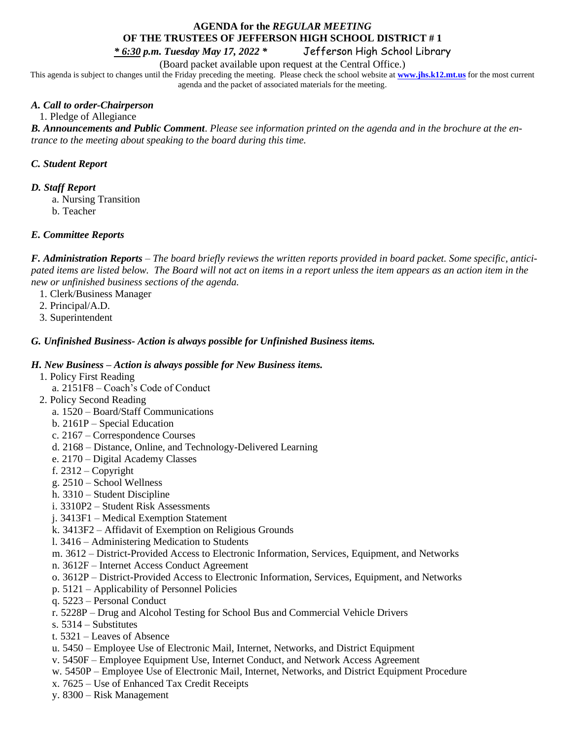# AGENDA for the *REGULAR MEETING* OF THE TRUSTEES OF JEFFERSON HIGH SCHOOL DISTRICT # 1

***\* 6:30** p.m. Tuesday May 17, 2022 \** Jefferson High School Library

(Board packet available upon request at the Central Office.)

This agenda is subject to changes until the Friday preceding the meeting. Please check the school website at **www.jhs.k12.mt.us** for the most current agenda and the packet of associated materials for the meeting.

***A. Call to order-Chairperson***

1. Pledge of Allegiance

***B. Announcements and Public Comment***. *Please see information printed on the agenda and in the brochure at the entrance to the meeting about speaking to the board during this time.*

***C. Student Report***

***D. Staff Report***

a. Nursing Transition
b. Teacher

***E. Committee Reports***

***F. Administration Reports*** – *The board briefly reviews the written reports provided in board packet. Some specific, anticipated items are listed below. The Board will not act on items in a report unless the item appears as an action item in the new or unfinished business sections of the agenda.*

1. Clerk/Business Manager
2. Principal/A.D.
3. Superintendent

***G. Unfinished Business- Action is always possible for Unfinished Business items.***

***H. New Business – Action is always possible for New Business items.***

1. Policy First Reading
   a. 2151F8 – Coach's Code of Conduct
2. Policy Second Reading
   a. 1520 – Board/Staff Communications
   b. 2161P – Special Education
   c. 2167 – Correspondence Courses
   d. 2168 – Distance, Online, and Technology-Delivered Learning
   e. 2170 – Digital Academy Classes
   f. 2312 – Copyright
   g. 2510 – School Wellness
   h. 3310 – Student Discipline
   i. 3310P2 – Student Risk Assessments
   j. 3413F1 – Medical Exemption Statement
   k. 3413F2 – Affidavit of Exemption on Religious Grounds
   l. 3416 – Administering Medication to Students
   m. 3612 – District-Provided Access to Electronic Information, Services, Equipment, and Networks
   n. 3612F – Internet Access Conduct Agreement
   o. 3612P – District-Provided Access to Electronic Information, Services, Equipment, and Networks
   p. 5121 – Applicability of Personnel Policies
   q. 5223 – Personal Conduct
   r. 5228P – Drug and Alcohol Testing for School Bus and Commercial Vehicle Drivers
   s. 5314 – Substitutes
   t. 5321 – Leaves of Absence
   u. 5450 – Employee Use of Electronic Mail, Internet, Networks, and District Equipment
   v. 5450F – Employee Equipment Use, Internet Conduct, and Network Access Agreement
   w. 5450P – Employee Use of Electronic Mail, Internet, Networks, and District Equipment Procedure
   x. 7625 – Use of Enhanced Tax Credit Receipts
   y. 8300 – Risk Management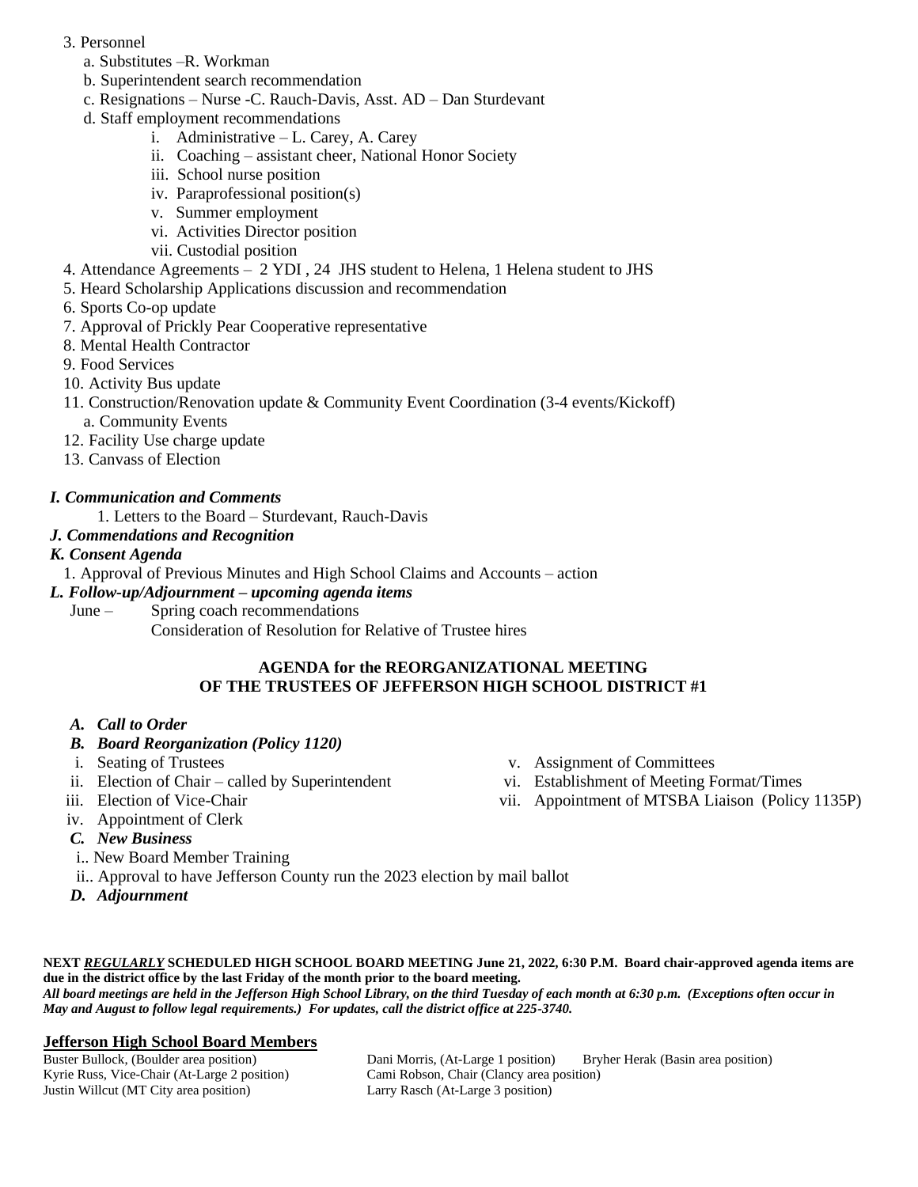3. Personnel
   a. Substitutes –R. Workman
   b. Superintendent search recommendation
   c. Resignations – Nurse -C. Rauch-Davis, Asst. AD – Dan Sturdevant
   d. Staff employment recommendations
      i. Administrative – L. Carey, A. Carey
      ii. Coaching – assistant cheer, National Honor Society
      iii. School nurse position
      iv. Paraprofessional position(s)
      v. Summer employment
      vi. Activities Director position
      vii. Custodial position
4. Attendance Agreements – 2 YDI , 24 JHS student to Helena, 1 Helena student to JHS
5. Heard Scholarship Applications discussion and recommendation
6. Sports Co-op update
7. Approval of Prickly Pear Cooperative representative
8. Mental Health Contractor
9. Food Services
10. Activity Bus update
11. Construction/Renovation update & Community Event Coordination (3-4 events/Kickoff)
    a. Community Events
12. Facility Use charge update
13. Canvass of Election

***I. Communication and Comments***

1. Letters to the Board – Sturdevant, Rauch-Davis

***J. Commendations and Recognition***

***K. Consent Agenda***

1. Approval of Previous Minutes and High School Claims and Accounts – action

***L. Follow-up/Adjournment – upcoming agenda items***

June – Spring coach recommendations
Consideration of Resolution for Relative of Trustee hires

**AGENDA for the REORGANIZATIONAL MEETING OF THE TRUSTEES OF JEFFERSON HIGH SCHOOL DISTRICT #1**

***A. Call to Order***

***B. Board Reorganization (Policy 1120)***

i. Seating of Trustees
ii. Election of Chair – called by Superintendent
iii. Election of Vice-Chair
iv. Appointment of Clerk
v. Assignment of Committees
vi. Establishment of Meeting Format/Times
vii. Appointment of MTSBA Liaison (Policy 1135P)

***C. New Business***

i.. New Board Member Training
ii.. Approval to have Jefferson County run the 2023 election by mail ballot

***D. Adjournment***

**NEXT *REGULARLY* SCHEDULED HIGH SCHOOL BOARD MEETING June 21, 2022, 6:30 P.M. Board chair-approved agenda items are due in the district office by the last Friday of the month prior to the board meeting.**
***All board meetings are held in the Jefferson High School Library, on the third Tuesday of each month at 6:30 p.m. (Exceptions often occur in May and August to follow legal requirements.) For updates, call the district office at 225-3740.***

**Jefferson High School Board Members**

Buster Bullock, (Boulder area position)
Kyrie Russ, Vice-Chair (At-Large 2 position)
Justin Willcut (MT City area position)
Dani Morris, (At-Large 1 position)
Cami Robson, Chair (Clancy area position)
Larry Rasch (At-Large 3 position)
Bryher Herak (Basin area position)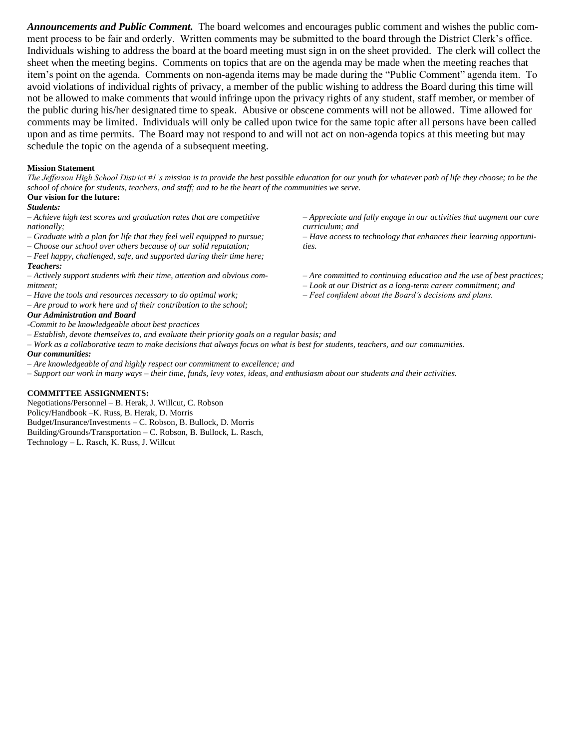***Announcements and Public Comment.*** The board welcomes and encourages public comment and wishes the public comment process to be fair and orderly. Written comments may be submitted to the board through the District Clerk's office. Individuals wishing to address the board at the board meeting must sign in on the sheet provided. The clerk will collect the sheet when the meeting begins. Comments on topics that are on the agenda may be made when the meeting reaches that item's point on the agenda. Comments on non-agenda items may be made during the "Public Comment" agenda item. To avoid violations of individual rights of privacy, a member of the public wishing to address the Board during this time will not be allowed to make comments that would infringe upon the privacy rights of any student, staff member, or member of the public during his/her designated time to speak. Abusive or obscene comments will not be allowed. Time allowed for comments may be limited. Individuals will only be called upon twice for the same topic after all persons have been called upon and as time permits. The Board may not respond to and will not act on non-agenda topics at this meeting but may schedule the topic on the agenda of a subsequent meeting.

**Mission Statement**

*The Jefferson High School District #1's mission is to provide the best possible education for our youth for whatever path of life they choose; to be the school of choice for students, teachers, and staff; and to be the heart of the communities we serve.*

**Our vision for the future:**

***Students:***

*– Achieve high test scores and graduation rates that are competitive nationally;*
*– Graduate with a plan for life that they feel well equipped to pursue;*
*– Choose our school over others because of our solid reputation;*
*– Feel happy, challenged, safe, and supported during their time here;*
*– Appreciate and fully engage in our activities that augment our core curriculum; and*
*– Have access to technology that enhances their learning opportunities.*

***Teachers:***

*– Actively support students with their time, attention and obvious commitment;*
*– Have the tools and resources necessary to do optimal work;*
*– Are proud to work here and of their contribution to the school;*
*– Are committed to continuing education and the use of best practices;*
*– Look at our District as a long-term career commitment; and*
*– Feel confident about the Board's decisions and plans.*

***Our Administration and Board***

*-Commit to be knowledgeable about best practices*
*– Establish, devote themselves to, and evaluate their priority goals on a regular basis; and*
*– Work as a collaborative team to make decisions that always focus on what is best for students, teachers, and our communities.*

***Our communities:***

*– Are knowledgeable of and highly respect our commitment to excellence; and*
*– Support our work in many ways – their time, funds, levy votes, ideas, and enthusiasm about our students and their activities.*

**COMMITTEE ASSIGNMENTS:**

Negotiations/Personnel – B. Herak, J. Willcut, C. Robson
Policy/Handbook –K. Russ, B. Herak, D. Morris
Budget/Insurance/Investments – C. Robson, B. Bullock, D. Morris
Building/Grounds/Transportation – C. Robson, B. Bullock, L. Rasch,
Technology – L. Rasch, K. Russ, J. Willcut